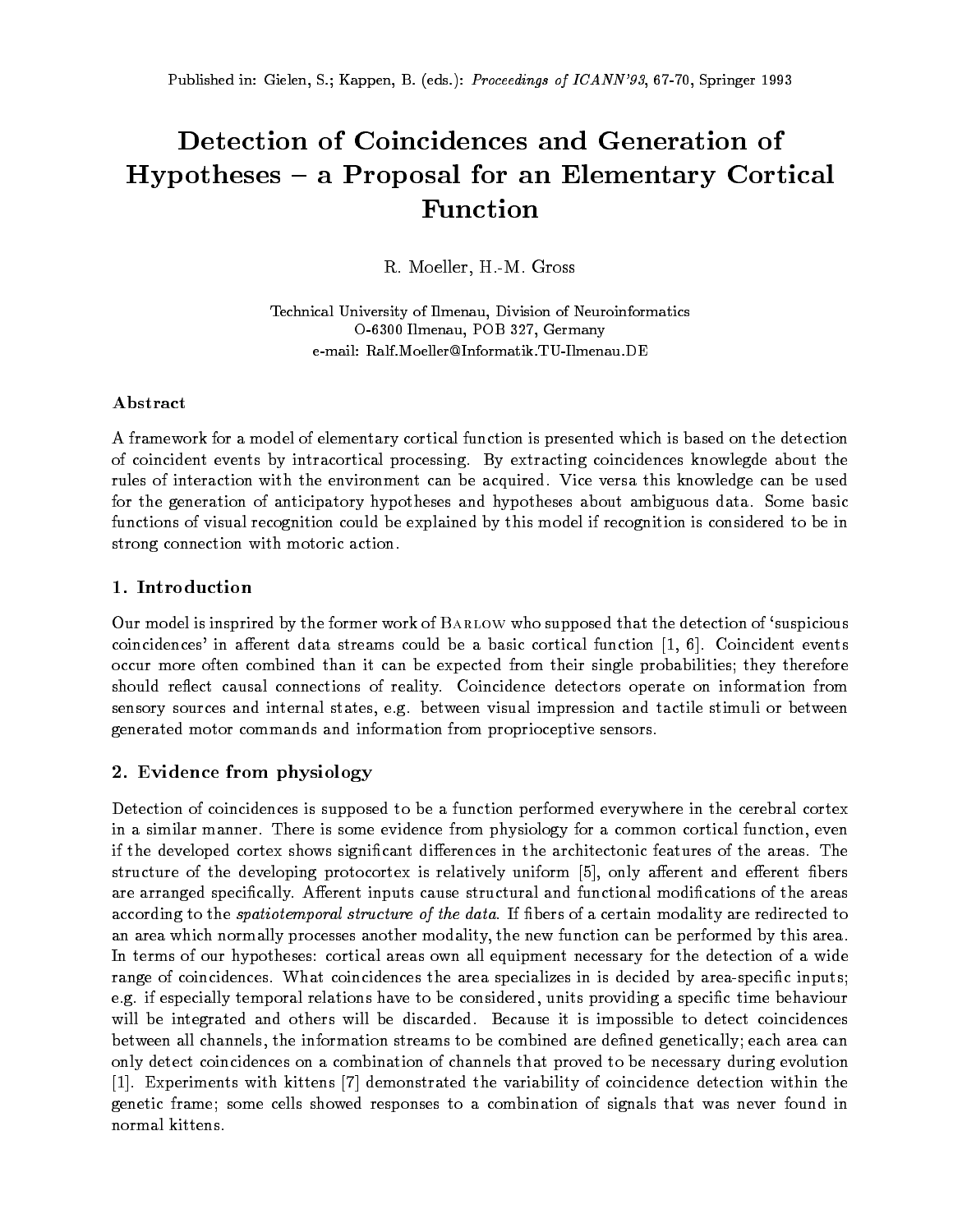Published in: Gielen, S.; Kappen, B. (eds.): *Proceedings of ICANN'93*, 67-70, Springer 1993

# Detection of Coincidences and Generation of Hypotheses – a Proposal for an Elementary Cortical Function

R. Moeller, H.-M. Gross

Technical University of Ilmenau, Division of Neuroinformatics
O-6300 Ilmenau, POB 327, Germany
e-mail: Ralf.Moeller@Informatik.TU-Ilmenau.DE

### Abstract

A framework for a model of elementary cortical function is presented which is based on the detection of coincident events by intracortical processing. By extracting coincidences knowlegde about the rules of interaction with the environment can be acquired. Vice versa this knowledge can be used for the generation of anticipatory hypotheses and hypotheses about ambiguous data. Some basic functions of visual recognition could be explained by this model if recognition is considered to be in strong connection with motoric action.

## 1. Introduction

Our model is insprired by the former work of Barlow who supposed that the detection of 'suspicious coincidences' in afferent data streams could be a basic cortical function [1, 6]. Coincident events occur more often combined than it can be expected from their single probabilities; they therefore should reflect causal connections of reality. Coincidence detectors operate on information from sensory sources and internal states, e.g. between visual impression and tactile stimuli or between generated motor commands and information from proprioceptive sensors.

## 2. Evidence from physiology

Detection of coincidences is supposed to be a function performed everywhere in the cerebral cortex in a similar manner. There is some evidence from physiology for a common cortical function, even if the developed cortex shows significant differences in the architectonic features of the areas. The structure of the developing protocortex is relatively uniform [5], only afferent and efferent fibers are arranged specifically. Afferent inputs cause structural and functional modifications of the areas according to the *spatiotemporal structure of the data*. If fibers of a certain modality are redirected to an area which normally processes another modality, the new function can be performed by this area. In terms of our hypotheses: cortical areas own all equipment necessary for the detection of a wide range of coincidences. What coincidences the area specializes in is decided by area-specific inputs; e.g. if especially temporal relations have to be considered, units providing a specific time behaviour will be integrated and others will be discarded. Because it is impossible to detect coincidences between all channels, the information streams to be combined are defined genetically; each area can only detect coincidences on a combination of channels that proved to be necessary during evolution [1]. Experiments with kittens [7] demonstrated the variability of coincidence detection within the genetic frame; some cells showed responses to a combination of signals that was never found in normal kittens.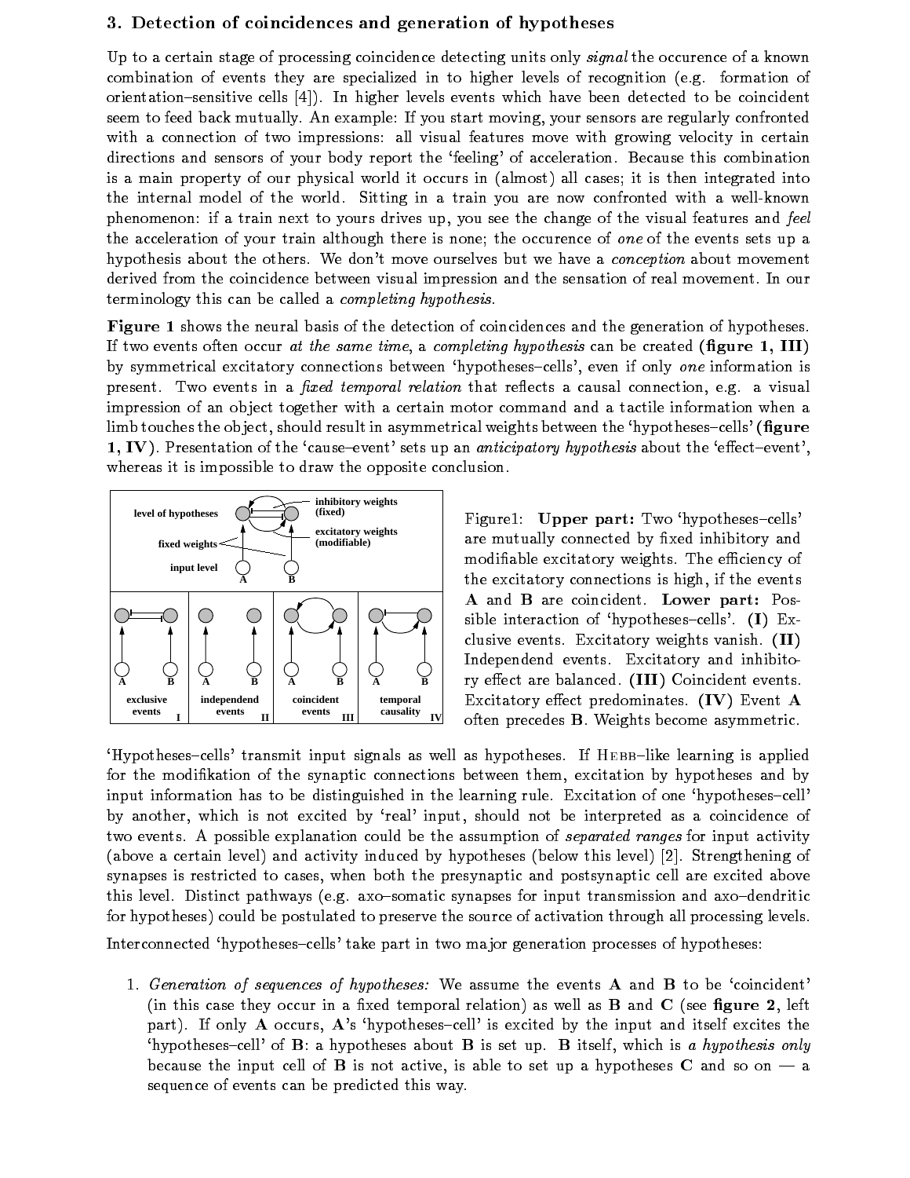## 3. Detection of coincidences and generation of hypotheses

Up to a certain stage of processing coincidence detecting units only *signal* the occurence of a known combination of events they are specialized in to higher levels of recognition (e.g. formation of orientation–sensitive cells [4]). In higher levels events which have been detected to be coincident seem to feed back mutually. An example: If you start moving, your sensors are regularly confronted with a connection of two impressions: all visual features move with growing velocity in certain directions and sensors of your body report the 'feeling' of acceleration. Because this combination is a main property of our physical world it occurs in (almost) all cases; it is then integrated into the internal model of the world. Sitting in a train you are now confronted with a well-known phenomenon: if a train next to yours drives up, you see the change of the visual features and *feel* the acceleration of your train although there is none; the occurence of *one* of the events sets up a hypothesis about the others. We don't move ourselves but we have a *conception* about movement derived from the coincidence between visual impression and the sensation of real movement. In our terminology this can be called a *completing hypothesis*.

**Figure 1** shows the neural basis of the detection of coincidences and the generation of hypotheses. If two events often occur *at the same time*, a *completing hypothesis* can be created **(figure 1, III)** by symmetrical excitatory connections between 'hypotheses–cells', even if only *one* information is present. Two events in a *fixed temporal relation* that reflects a causal connection, e.g. a visual impression of an object together with a certain motor command and a tactile information when a limb touches the object, should result in asymmetrical weights between the 'hypotheses–cells' **(figure 1, IV)**. Presentation of the 'cause–event' sets up an *anticipatory hypothesis* about the 'effect–event', whereas it is impossible to draw the opposite conclusion.

level of hypotheses
inhibitory weights (fixed)
excitatory weights (modifiable)
fixed weights
input level
A B
exclusive events I
independend events II
coincident events III
temporal causality IV

Figure1: **Upper part:** Two 'hypotheses–cells' are mutually connected by fixed inhibitory and modifiable excitatory weights. The efficiency of the excitatory connections is high, if the events **A** and **B** are coincident. **Lower part:** Possible interaction of 'hypotheses–cells'. **(I)** Exclusive events. Excitatory weights vanish. **(II)** Independend events. Excitatory and inhibitory effect are balanced. **(III)** Coincident events. Excitatory effect predominates. **(IV)** Event **A** often precedes **B**. Weights become asymmetric.

'Hypotheses–cells' transmit input signals as well as hypotheses. If HEBB–like learning is applied for the modifikation of the synaptic connections between them, excitation by hypotheses and by input information has to be distinguished in the learning rule. Excitation of one 'hypotheses–cell' by another, which is not excited by 'real' input, should not be interpreted as a coincidence of two events. A possible explanation could be the assumption of *separated ranges* for input activity (above a certain level) and activity induced by hypotheses (below this level) [2]. Strengthening of synapses is restricted to cases, when both the presynaptic and postsynaptic cell are excited above this level. Distinct pathways (e.g. axo–somatic synapses for input transmission and axo–dendritic for hypotheses) could be postulated to preserve the source of activation through all processing levels.

Interconnected 'hypotheses–cells' take part in two major generation processes of hypotheses:

1. *Generation of sequences of hypotheses:* We assume the events **A** and **B** to be 'coincident' (in this case they occur in a fixed temporal relation) as well as **B** and **C** (see **figure 2**, left part). If only **A** occurs, **A**'s 'hypotheses–cell' is excited by the input and itself excites the 'hypotheses–cell' of **B**: a hypotheses about **B** is set up. **B** itself, which is *a hypothesis only* because the input cell of **B** is not active, is able to set up a hypotheses **C** and so on — a sequence of events can be predicted this way.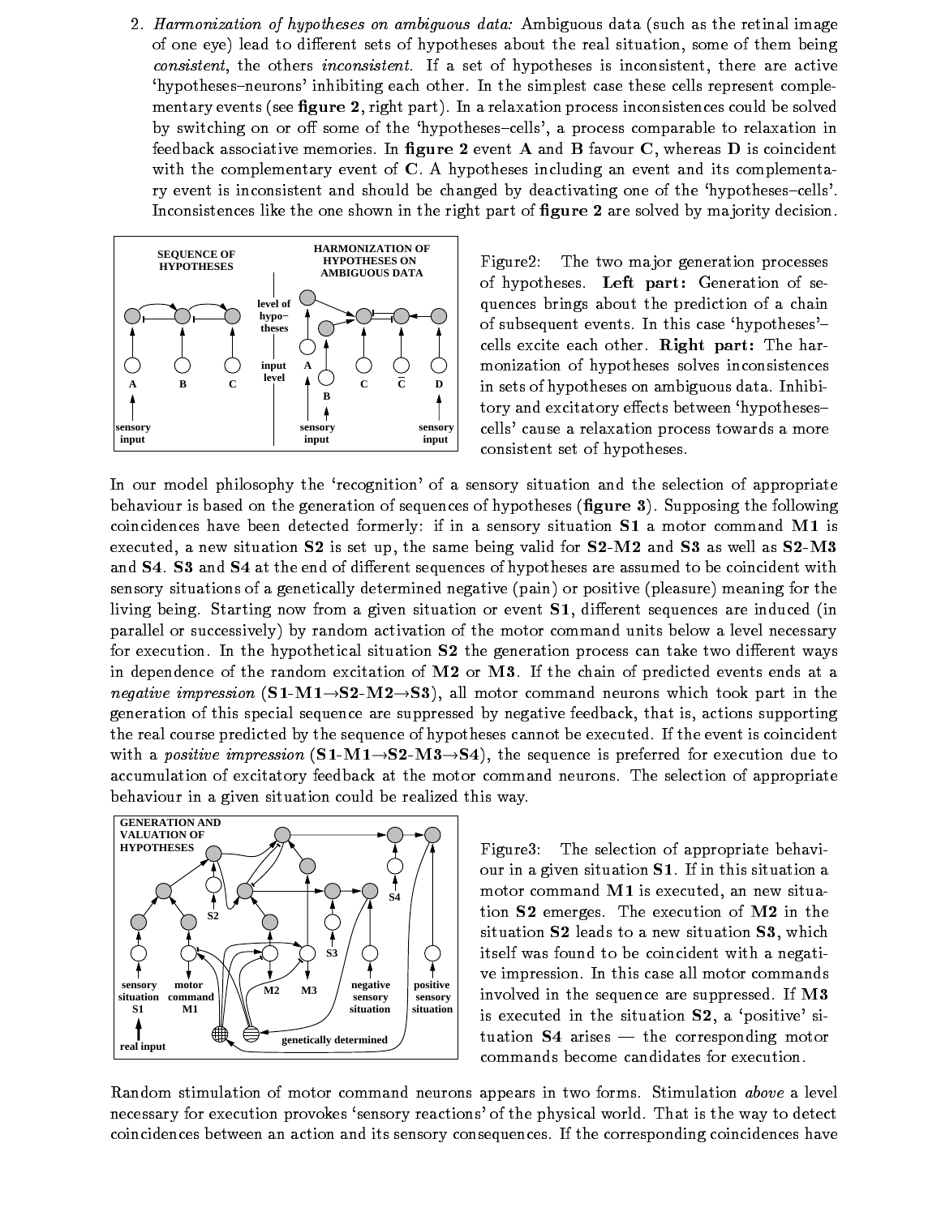2. *Harmonization of hypotheses on ambiguous data:* Ambiguous data (such as the retinal image of one eye) lead to different sets of hypotheses about the real situation, some of them being *consistent*, the others *inconsistent*. If a set of hypotheses is inconsistent, there are active 'hypotheses–neurons' inhibiting each other. In the simplest case these cells represent complementary events (see **figure 2**, right part). In a relaxation process inconsistences could be solved by switching on or off some of the 'hypotheses–cells', a process comparable to relaxation in feedback associative memories. In **figure 2** event **A** and **B** favour **C**, whereas **D** is coincident with the complementary event of **C**. A hypotheses including an event and its complementary event is inconsistent and should be changed by deactivating one of the 'hypotheses–cells'. Inconsistences like the one shown in the right part of **figure 2** are solved by majority decision.

Figure2: The two major generation processes of hypotheses. **Left part:** Generation of sequences brings about the prediction of a chain of subsequent events. In this case 'hypotheses'–cells excite each other. **Right part:** The harmonization of hypotheses solves inconsistences in sets of hypotheses on ambiguous data. Inhibitory and excitatory effects between 'hypotheses–cells' cause a relaxation process towards a more consistent set of hypotheses.

In our model philosophy the 'recognition' of a sensory situation and the selection of appropriate behaviour is based on the generation of sequences of hypotheses (**figure 3**). Supposing the following coincidences have been detected formerly: if in a sensory situation **S1** a motor command **M1** is executed, a new situation **S2** is set up, the same being valid for **S2**-**M2** and **S3** as well as **S2**-**M3** and **S4**. **S3** and **S4** at the end of different sequences of hypotheses are assumed to be coincident with sensory situations of a genetically determined negative (pain) or positive (pleasure) meaning for the living being. Starting now from a given situation or event **S1**, different sequences are induced (in parallel or successively) by random activation of the motor command units below a level necessary for execution. In the hypothetical situation **S2** the generation process can take two different ways in dependence of the random excitation of **M2** or **M3**. If the chain of predicted events ends at a *negative impression* (**S1**-**M1**→**S2**-**M2**→**S3**), all motor command neurons which took part in the generation of this special sequence are suppressed by negative feedback, that is, actions supporting the real course predicted by the sequence of hypotheses cannot be executed. If the event is coincident with a *positive impression* (**S1**-**M1**→**S2**-**M3**→**S4**), the sequence is preferred for execution due to accumulation of excitatory feedback at the motor command neurons. The selection of appropriate behaviour in a given situation could be realized this way.

Figure3: The selection of appropriate behaviour in a given situation **S1**. If in this situation a motor command **M1** is executed, an new situation **S2** emerges. The execution of **M2** in the situation **S2** leads to a new situation **S3**, which itself was found to be coincident with a negative impression. In this case all motor commands involved in the sequence are suppressed. If **M3** is executed in the situation **S2**, a 'positive' situation **S4** arises — the corresponding motor commands become candidates for execution.

Random stimulation of motor command neurons appears in two forms. Stimulation *above* a level necessary for execution provokes 'sensory reactions' of the physical world. That is the way to detect coincidences between an action and its sensory consequences. If the corresponding coincidences have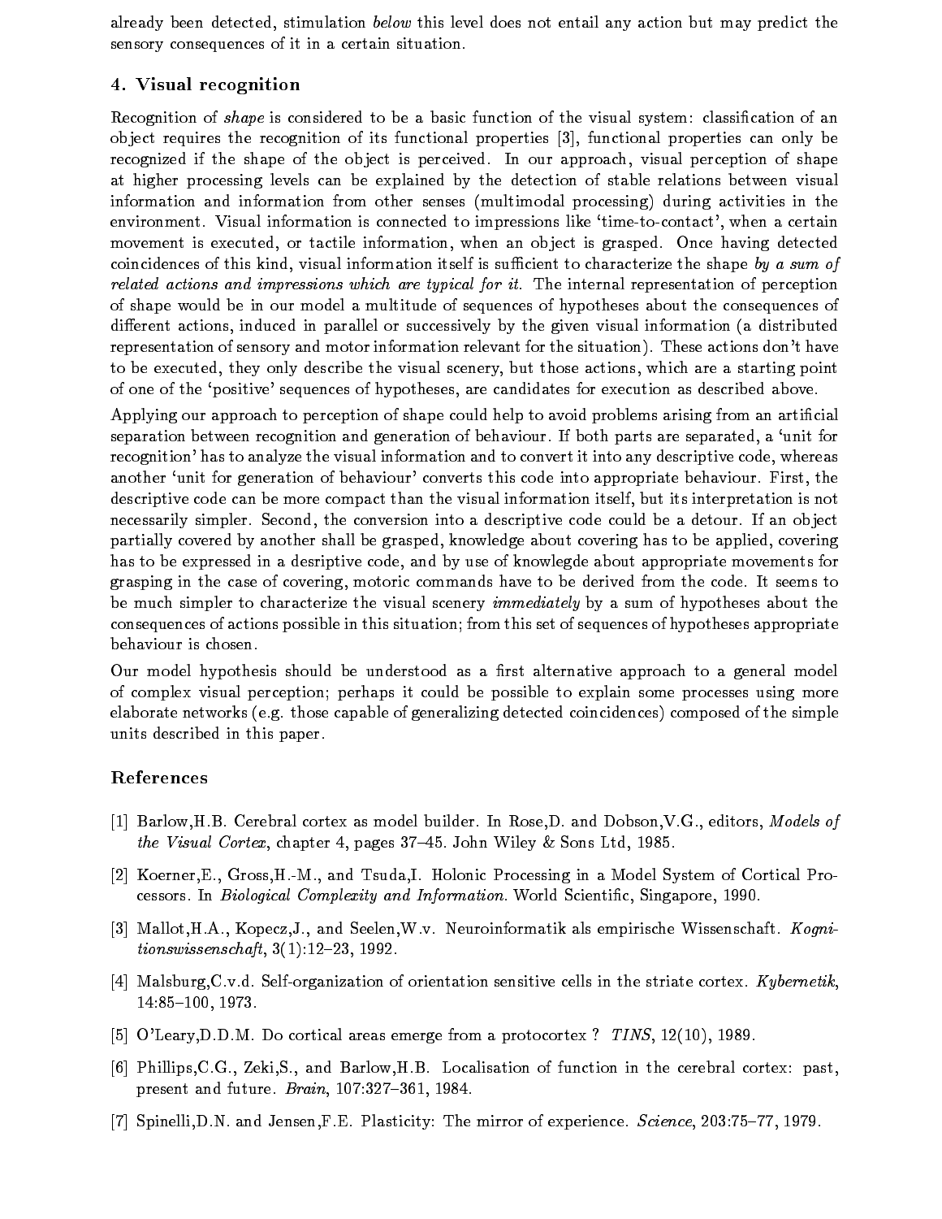already been detected, stimulation *below* this level does not entail any action but may predict the sensory consequences of it in a certain situation.

## 4. Visual recognition

Recognition of *shape* is considered to be a basic function of the visual system: classification of an object requires the recognition of its functional properties [3], functional properties can only be recognized if the shape of the object is perceived. In our approach, visual perception of shape at higher processing levels can be explained by the detection of stable relations between visual information and information from other senses (multimodal processing) during activities in the environment. Visual information is connected to impressions like 'time-to-contact', when a certain movement is executed, or tactile information, when an object is grasped. Once having detected coincidences of this kind, visual information itself is sufficient to characterize the shape *by a sum of related actions and impressions which are typical for it.* The internal representation of perception of shape would be in our model a multitude of sequences of hypotheses about the consequences of different actions, induced in parallel or successively by the given visual information (a distributed representation of sensory and motor information relevant for the situation). These actions don't have to be executed, they only describe the visual scenery, but those actions, which are a starting point of one of the 'positive' sequences of hypotheses, are candidates for execution as described above.

Applying our approach to perception of shape could help to avoid problems arising from an artificial separation between recognition and generation of behaviour. If both parts are separated, a 'unit for recognition' has to analyze the visual information and to convert it into any descriptive code, whereas another 'unit for generation of behaviour' converts this code into appropriate behaviour. First, the descriptive code can be more compact than the visual information itself, but its interpretation is not necessarily simpler. Second, the conversion into a descriptive code could be a detour. If an object partially covered by another shall be grasped, knowledge about covering has to be applied, covering has to be expressed in a desriptive code, and by use of knowlegde about appropriate movements for grasping in the case of covering, motoric commands have to be derived from the code. It seems to be much simpler to characterize the visual scenery *immediately* by a sum of hypotheses about the consequences of actions possible in this situation; from this set of sequences of hypotheses appropriate behaviour is chosen.

Our model hypothesis should be understood as a first alternative approach to a general model of complex visual perception; perhaps it could be possible to explain some processes using more elaborate networks (e.g. those capable of generalizing detected coincidences) composed of the simple units described in this paper.

## References

[1] Barlow,H.B. Cerebral cortex as model builder. In Rose,D. and Dobson,V.G., editors, *Models of the Visual Cortex*, chapter 4, pages 37–45. John Wiley & Sons Ltd, 1985.

[2] Koerner,E., Gross,H.-M., and Tsuda,I. Holonic Processing in a Model System of Cortical Processors. In *Biological Complexity and Information.* World Scientific, Singapore, 1990.

[3] Mallot,H.A., Kopecz,J., and Seelen,W.v. Neuroinformatik als empirische Wissenschaft. *Kognitionswissenschaft*, 3(1):12–23, 1992.

[4] Malsburg,C.v.d. Self-organization of orientation sensitive cells in the striate cortex. *Kybernetik*, 14:85–100, 1973.

[5] O'Leary,D.D.M. Do cortical areas emerge from a protocortex ? *TINS*, 12(10), 1989.

[6] Phillips,C.G., Zeki,S., and Barlow,H.B. Localisation of function in the cerebral cortex: past, present and future. *Brain*, 107:327–361, 1984.

[7] Spinelli,D.N. and Jensen,F.E. Plasticity: The mirror of experience. *Science*, 203:75–77, 1979.